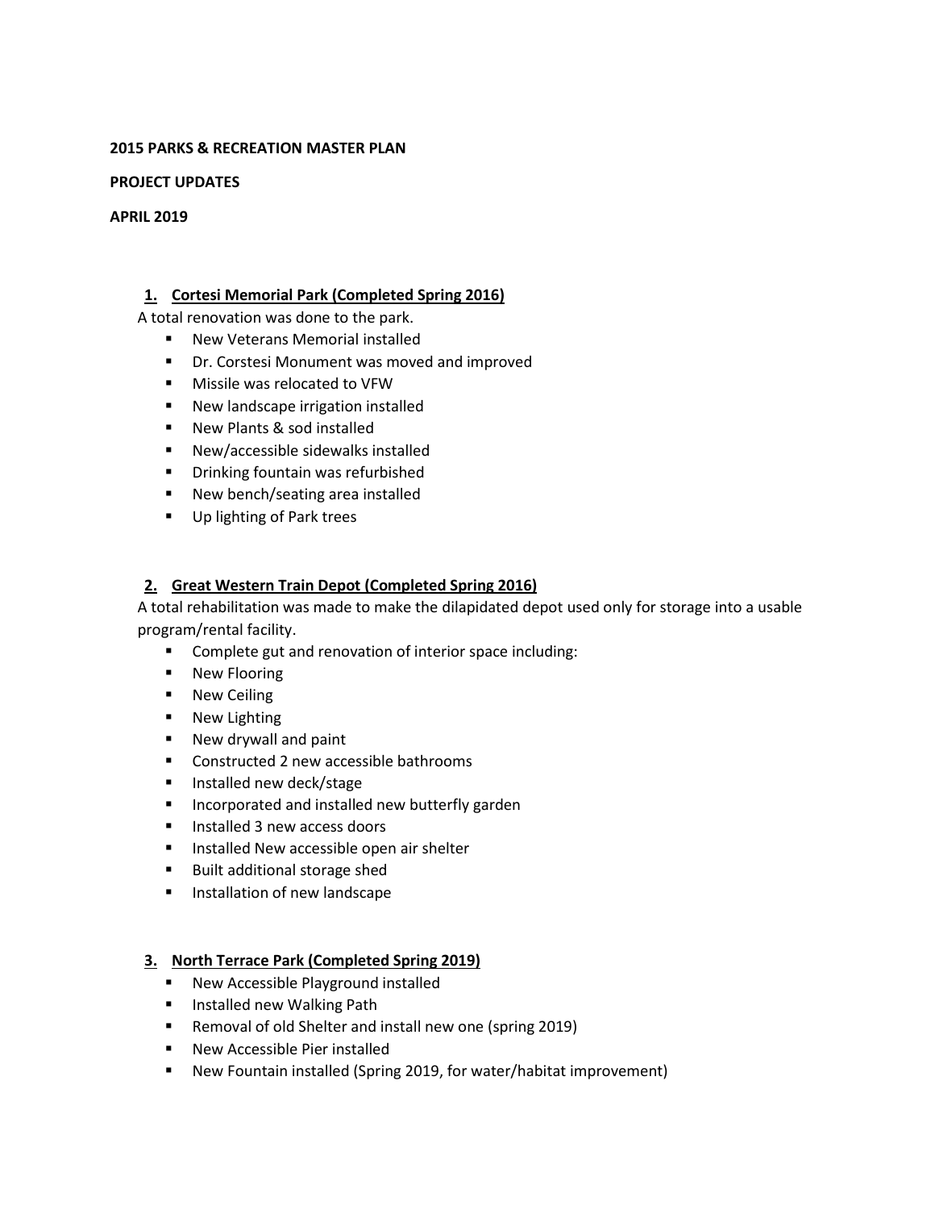**2015 PARKS & RECREATION MASTER PLAN**

**PROJECT UPDATES**

**APRIL 2019**

### 1. Cortesi Memorial Park (Completed Spring 2016)

A total renovation was done to the park.

- New Veterans Memorial installed
- Dr. Corstesi Monument was moved and improved
- Missile was relocated to VFW
- New landscape irrigation installed
- New Plants & sod installed
- New/accessible sidewalks installed
- Drinking fountain was refurbished
- New bench/seating area installed
- Up lighting of Park trees

### 2. Great Western Train Depot (Completed Spring 2016)

A total rehabilitation was made to make the dilapidated depot used only for storage into a usable program/rental facility.

- Complete gut and renovation of interior space including:
- New Flooring
- New Ceiling
- New Lighting
- New drywall and paint
- Constructed 2 new accessible bathrooms
- Installed new deck/stage
- Incorporated and installed new butterfly garden
- Installed 3 new access doors
- Installed New accessible open air shelter
- Built additional storage shed
- Installation of new landscape

### 3. North Terrace Park (Completed Spring 2019)

- New Accessible Playground installed
- Installed new Walking Path
- Removal of old Shelter and install new one (spring 2019)
- New Accessible Pier installed
- New Fountain installed (Spring 2019, for water/habitat improvement)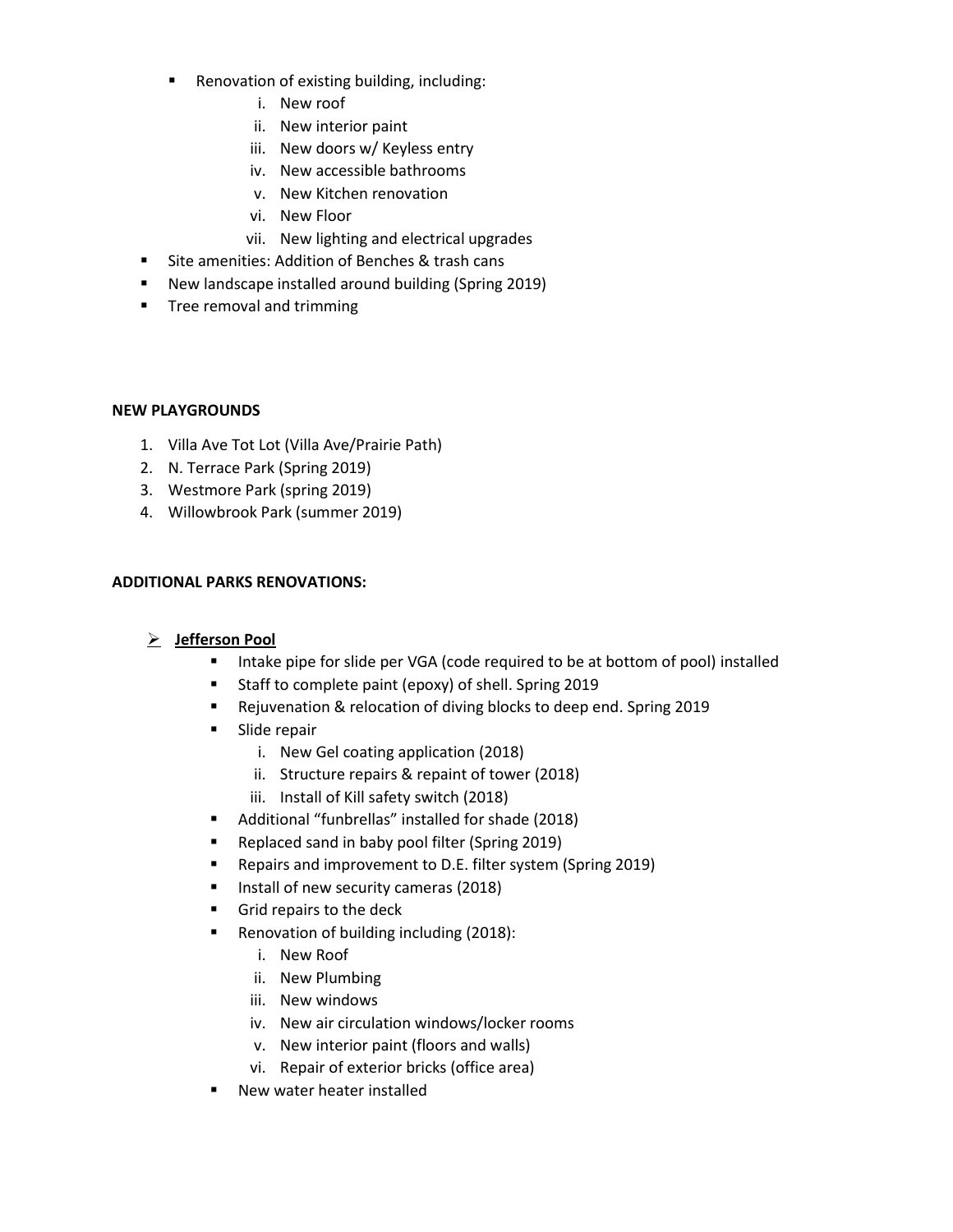- Renovation of existing building, including:
    1. New roof
    2. New interior paint
    3. New doors w/ Keyless entry
    4. New accessible bathrooms
    5. New Kitchen renovation
    6. New Floor
    7. New lighting and electrical upgrades
- Site amenities: Addition of Benches & trash cans
- New landscape installed around building (Spring 2019)
- Tree removal and trimming

**NEW PLAYGROUNDS**

1. Villa Ave Tot Lot (Villa Ave/Prairie Path)
2. N. Terrace Park (Spring 2019)
3. Westmore Park (spring 2019)
4. Willowbrook Park (summer 2019)

**ADDITIONAL PARKS RENOVATIONS:**

- **<u>Jefferson Pool</u>**
    - Intake pipe for slide per VGA (code required to be at bottom of pool) installed
    - Staff to complete paint (epoxy) of shell. Spring 2019
    - Rejuvenation & relocation of diving blocks to deep end. Spring 2019
    - Slide repair
        1. New Gel coating application (2018)
        2. Structure repairs & repaint of tower (2018)
        3. Install of Kill safety switch (2018)
    - Additional "funbrellas" installed for shade (2018)
    - Replaced sand in baby pool filter (Spring 2019)
    - Repairs and improvement to D.E. filter system (Spring 2019)
    - Install of new security cameras (2018)
    - Grid repairs to the deck
    - Renovation of building including (2018):
        1. New Roof
        2. New Plumbing
        3. New windows
        4. New air circulation windows/locker rooms
        5. New interior paint (floors and walls)
        6. Repair of exterior bricks (office area)
    - New water heater installed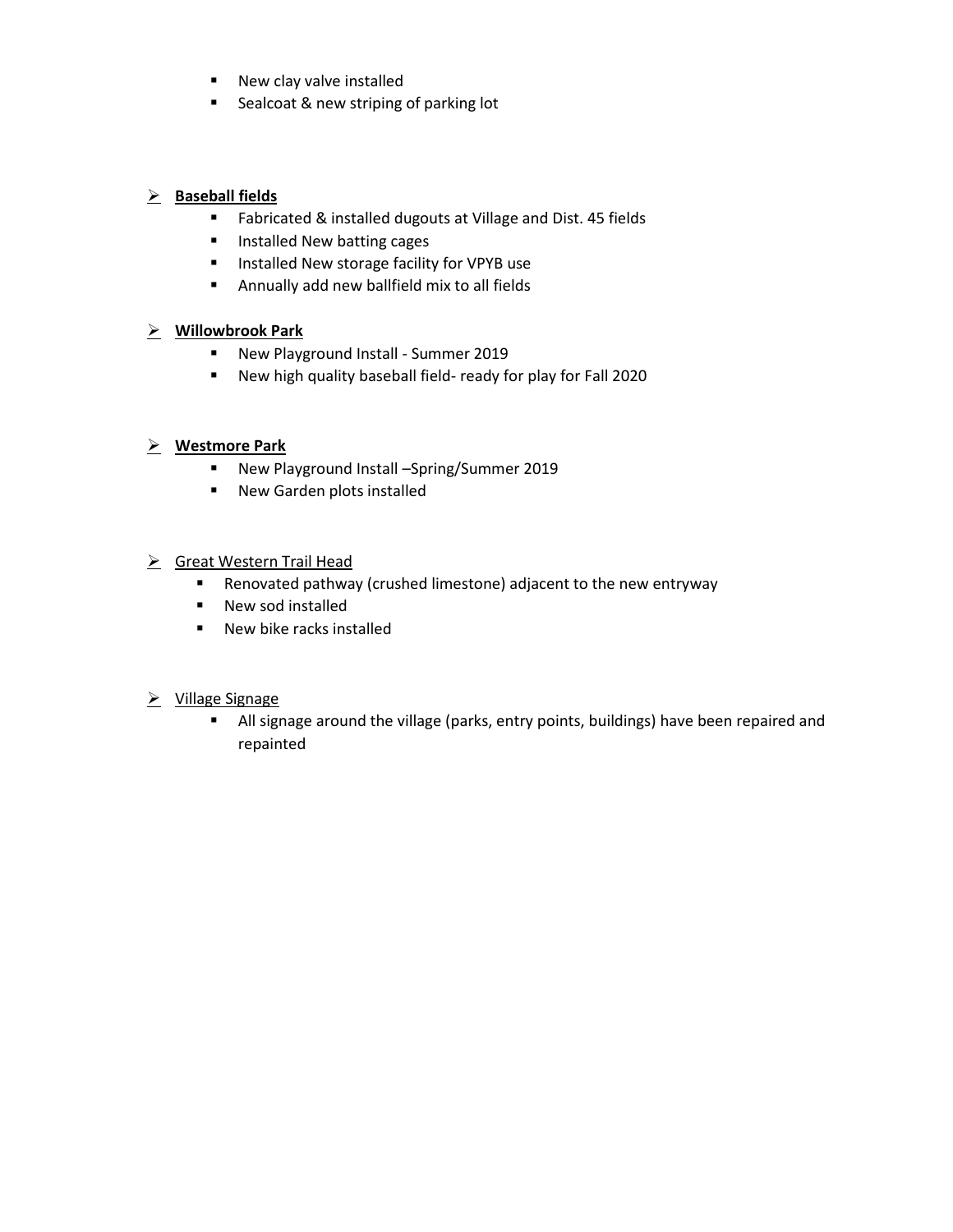- New clay valve installed
  - Sealcoat & new striping of parking lot

- **<u>Baseball fields</u>**
  - Fabricated & installed dugouts at Village and Dist. 45 fields
  - Installed New batting cages
  - Installed New storage facility for VPYB use
  - Annually add new ballfield mix to all fields

- **<u>Willowbrook Park</u>**
  - New Playground Install - Summer 2019
  - New high quality baseball field- ready for play for Fall 2020

- **<u>Westmore Park</u>**
  - New Playground Install –Spring/Summer 2019
  - New Garden plots installed

- <u>Great Western Trail Head</u>
  - Renovated pathway (crushed limestone) adjacent to the new entryway
  - New sod installed
  - New bike racks installed

- <u>Village Signage</u>
  - All signage around the village (parks, entry points, buildings) have been repaired and repainted